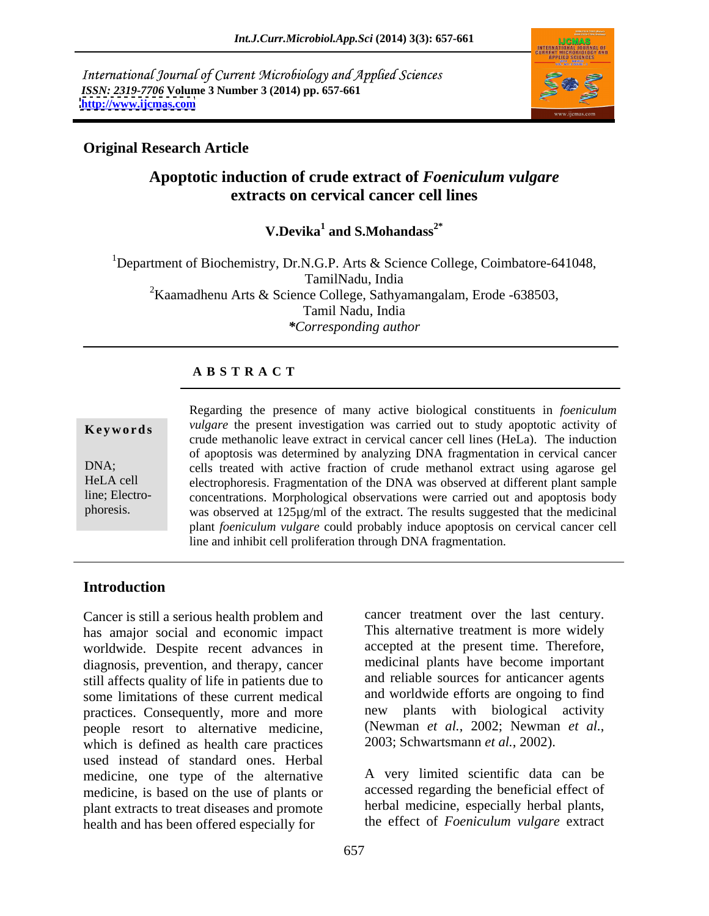International Journal of Current Microbiology and Applied Sciences
*ISSN: 2319-7706* **Volume 3 Number 3 (2014) pp. 657-661**
**http://www.ijcmas.com**

**Original Research Article**

# Apoptotic induction of crude extract of *Foeniculum vulgare* extracts on cervical cancer cell lines

**V.Devika[1] and S.Mohandass[2*]**

[1]Department of Biochemistry, Dr.N.G.P. Arts & Science College, Coimbatore-641048, TamilNadu, India
[2]Kaamadhenu Arts & Science College, Sathyamangalam, Erode -638503, Tamil Nadu, India
*\*Corresponding author*

## A B S T R A C T

**Keywords**

DNA; HeLA cell line; Electro-phoresis.

Regarding the presence of many active biological constituents in *foeniculum vulgare* the present investigation was carried out to study apoptotic activity of crude methanolic leave extract in cervical cancer cell lines (HeLa). The induction of apoptosis was determined by analyzing DNA fragmentation in cervical cancer cells treated with active fraction of crude methanol extract using agarose gel electrophoresis. Fragmentation of the DNA was observed at different plant sample concentrations. Morphological observations were carried out and apoptosis body was observed at 125µg/ml of the extract. The results suggested that the medicinal plant *foeniculum vulgare* could probably induce apoptosis on cervical cancer cell line and inhibit cell proliferation through DNA fragmentation.

## Introduction

Cancer is still a serious health problem and has amajor social and economic impact worldwide. Despite recent advances in diagnosis, prevention, and therapy, cancer still affects quality of life in patients due to some limitations of these current medical practices. Consequently, more and more people resort to alternative medicine, which is defined as health care practices used instead of standard ones. Herbal medicine, one type of the alternative medicine, is based on the use of plants or plant extracts to treat diseases and promote health and has been offered especially for cancer treatment over the last century. This alternative treatment is more widely accepted at the present time. Therefore, medicinal plants have become important and reliable sources for anticancer agents and worldwide efforts are ongoing to find new plants with biological activity (Newman *et al.*, 2002; Newman *et al.*, 2003; Schwartsmann *et al.*, 2002).

A very limited scientific data can be accessed regarding the beneficial effect of herbal medicine, especially herbal plants, the effect of *Foeniculum vulgare* extract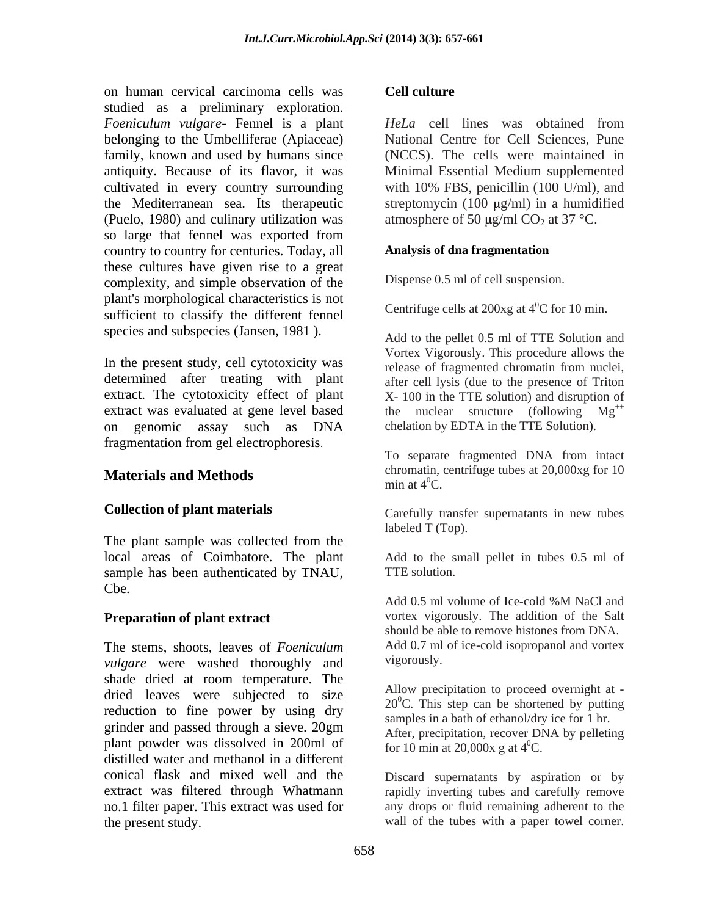on human cervical carcinoma cells was studied as a preliminary exploration. *Foeniculum vulgare*- Fennel is a plant belonging to the Umbelliferae (Apiaceae) family, known and used by humans since antiquity. Because of its flavor, it was cultivated in every country surrounding the Mediterranean sea. Its therapeutic (Puelo, 1980) and culinary utilization was so large that fennel was exported from country to country for centuries. Today, all these cultures have given rise to a great complexity, and simple observation of the plant's morphological characteristics is not sufficient to classify the different fennel species and subspecies (Jansen, 1981 ).

In the present study, cell cytotoxicity was determined after treating with plant extract. The cytotoxicity effect of plant extract was evaluated at gene level based on genomic assay such as DNA fragmentation from gel electrophoresis.

## Materials and Methods

### Collection of plant materials

The plant sample was collected from the local areas of Coimbatore. The plant sample has been authenticated by TNAU, Cbe.

### Preparation of plant extract

The stems, shoots, leaves of *Foeniculum vulgare* were washed thoroughly and shade dried at room temperature. The dried leaves were subjected to size reduction to fine power by using dry grinder and passed through a sieve. 20gm plant powder was dissolved in 200ml of distilled water and methanol in a different conical flask and mixed well and the extract was filtered through Whatmann no.1 filter paper. This extract was used for the present study.

### Cell culture

*HeLa* cell lines was obtained from National Centre for Cell Sciences, Pune (NCCS). The cells were maintained in Minimal Essential Medium supplemented with 10% FBS, penicillin (100 U/ml), and streptomycin (100 μg/ml) in a humidified atmosphere of 50 μg/ml $CO_2$ at 37 °C.

### Analysis of dna fragmentation

Dispense 0.5 ml of cell suspension.

Centrifuge cells at 200xg at $4^0$C for 10 min.

Add to the pellet 0.5 ml of TTE Solution and Vortex Vigorously. This procedure allows the release of fragmented chromatin from nuclei, after cell lysis (due to the presence of Triton X- 100 in the TTE solution) and disruption of the nuclear structure (following $Mg^{++}$ chelation by EDTA in the TTE Solution).

To separate fragmented DNA from intact chromatin, centrifuge tubes at 20,000xg for 10 min at $4^0$C.

Carefully transfer supernatants in new tubes labeled T (Top).

Add to the small pellet in tubes 0.5 ml of TTE solution.

Add 0.5 ml volume of Ice-cold %M NaCl and vortex vigorously. The addition of the Salt should be able to remove histones from DNA. Add 0.7 ml of ice-cold isopropanol and vortex vigorously.

Allow precipitation to proceed overnight at -$20^0$C. This step can be shortened by putting samples in a bath of ethanol/dry ice for 1 hr. After, precipitation, recover DNA by pelleting for 10 min at 20,000x g at $4^0$C.

Discard supernatants by aspiration or by rapidly inverting tubes and carefully remove any drops or fluid remaining adherent to the wall of the tubes with a paper towel corner.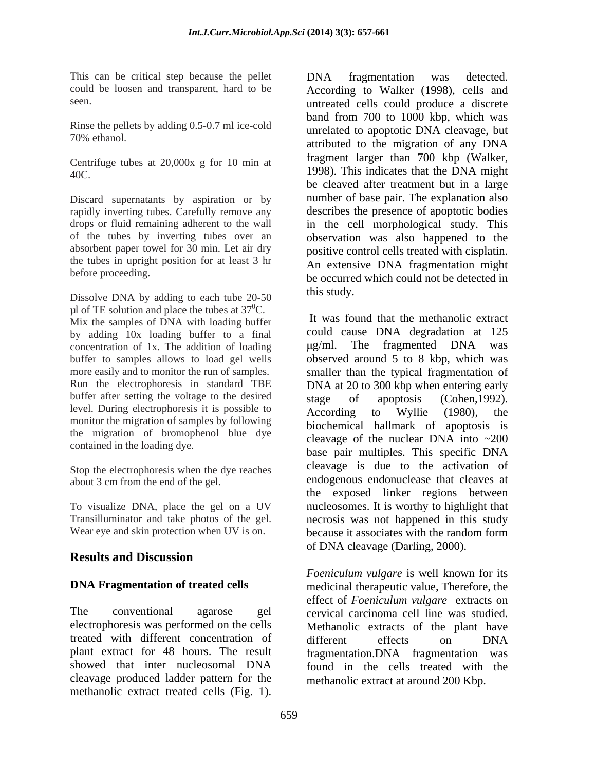This can be critical step because the pellet could be loosen and transparent, hard to be seen.

Rinse the pellets by adding 0.5-0.7 ml ice-cold 70% ethanol.

Centrifuge tubes at 20,000x g for 10 min at 40C.

Discard supernatants by aspiration or by rapidly inverting tubes. Carefully remove any drops or fluid remaining adherent to the wall of the tubes by inverting tubes over an absorbent paper towel for 30 min. Let air dry the tubes in upright position for at least 3 hr before proceeding.

Dissolve DNA by adding to each tube 20-50 µl of TE solution and place the tubes at $37^0$C.

Mix the samples of DNA with loading buffer by adding 10x loading buffer to a final concentration of 1x. The addition of loading buffer to samples allows to load gel wells more easily and to monitor the run of samples. Run the electrophoresis in standard TBE buffer after setting the voltage to the desired level. During electrophoresis it is possible to monitor the migration of samples by following the migration of bromophenol blue dye contained in the loading dye.

Stop the electrophoresis when the dye reaches about 3 cm from the end of the gel.

To visualize DNA, place the gel on a UV Transilluminator and take photos of the gel. Wear eye and skin protection when UV is on.

## Results and Discussion

### DNA Fragmentation of treated cells

The conventional agarose gel electrophoresis was performed on the cells treated with different concentration of plant extract for 48 hours. The result showed that inter nucleosomal DNA cleavage produced ladder pattern for the methanolic extract treated cells (Fig. 1). DNA fragmentation was detected. According to Walker (1998), cells and untreated cells could produce a discrete band from 700 to 1000 kbp, which was unrelated to apoptotic DNA cleavage, but attributed to the migration of any DNA fragment larger than 700 kbp (Walker, 1998). This indicates that the DNA might be cleaved after treatment but in a large number of base pair. The explanation also describes the presence of apoptotic bodies in the cell morphological study. This observation was also happened to the positive control cells treated with cisplatin. An extensive DNA fragmentation might be occurred which could not be detected in this study.

It was found that the methanolic extract could cause DNA degradation at 125 µg/ml. The fragmented DNA was observed around 5 to 8 kbp, which was smaller than the typical fragmentation of DNA at 20 to 300 kbp when entering early stage of apoptosis (Cohen,1992). According to Wyllie (1980), the biochemical hallmark of apoptosis is cleavage of the nuclear DNA into ~200 base pair multiples. This specific DNA cleavage is due to the activation of endogenous endonuclease that cleaves at the exposed linker regions between nucleosomes. It is worthy to highlight that necrosis was not happened in this study because it associates with the random form of DNA cleavage (Darling, 2000).

*Foeniculum vulgare* is well known for its medicinal therapeutic value, Therefore, the effect of *Foeniculum vulgare* extracts on cervical carcinoma cell line was studied. Methanolic extracts of the plant have different effects on DNA fragmentation.DNA fragmentation was found in the cells treated with the methanolic extract at around 200 Kbp.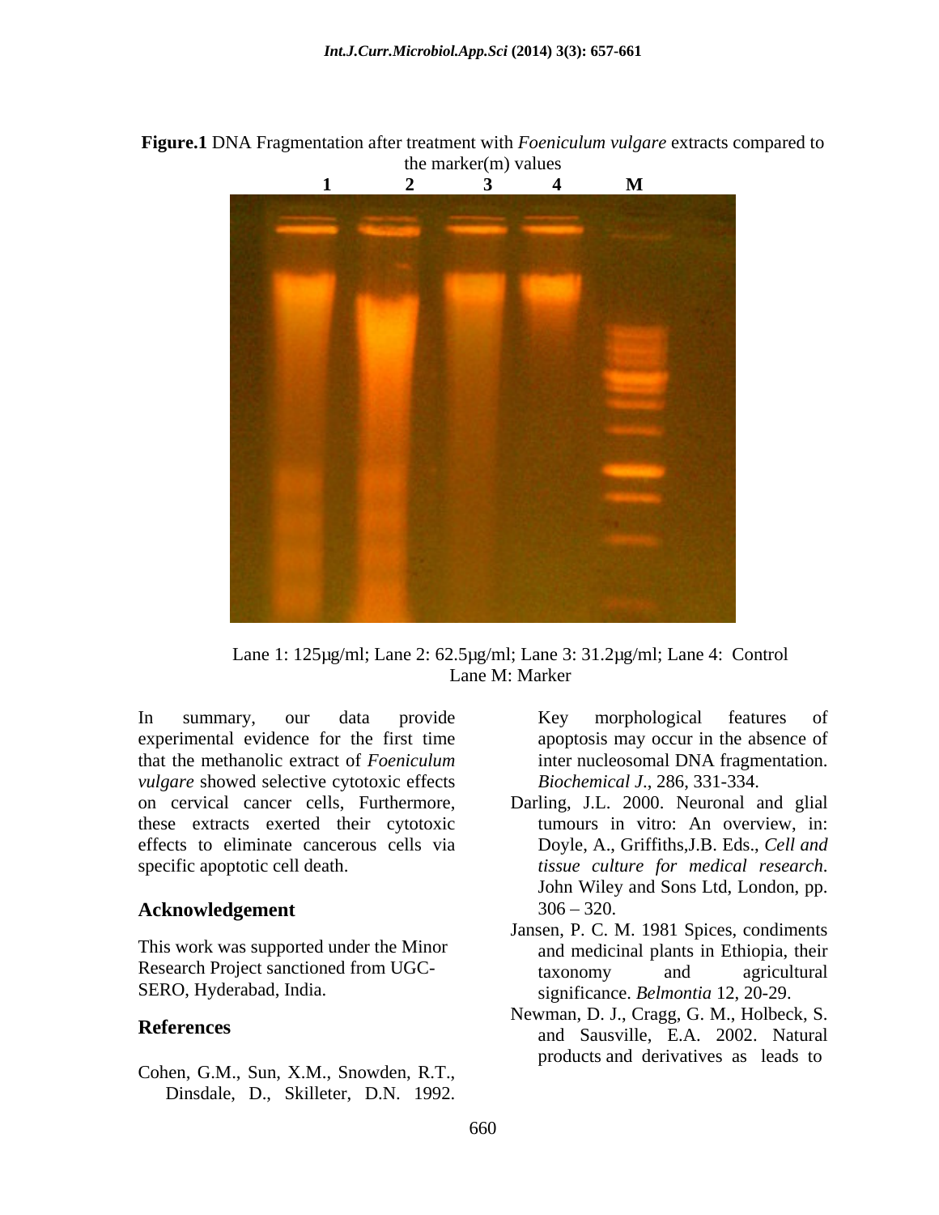**Figure.1** DNA Fragmentation after treatment with *Foeniculum vulgare* extracts compared to the marker(m) values

Lane 1: 125µg/ml; Lane 2: 62.5µg/ml; Lane 3: 31.2µg/ml; Lane 4: Control
Lane M: Marker

In summary, our data provide experimental evidence for the first time that the methanolic extract of *Foeniculum vulgare* showed selective cytotoxic effects on cervical cancer cells, Furthermore, these extracts exerted their cytotoxic effects to eliminate cancerous cells via specific apoptotic cell death.

## Acknowledgement

This work was supported under the Minor Research Project sanctioned from UGC-SERO, Hyderabad, India.

## References

Cohen, G.M., Sun, X.M., Snowden, R.T., Dinsdale, D., Skilleter, D.N. 1992. Key morphological features of apoptosis may occur in the absence of inter nucleosomal DNA fragmentation. *Biochemical J*., 286, 331-334.

Darling, J.L. 2000. Neuronal and glial tumours in vitro: An overview, in: Doyle, A., Griffiths,J.B. Eds., *Cell and tissue culture for medical research*. John Wiley and Sons Ltd, London, pp. 306 – 320.

Jansen, P. C. M. 1981 Spices, condiments and medicinal plants in Ethiopia, their taxonomy and agricultural significance. *Belmontia* 12, 20-29.

Newman, D. J., Cragg, G. M., Holbeck, S. and Sausville, E.A. 2002. Natural products and derivatives as leads to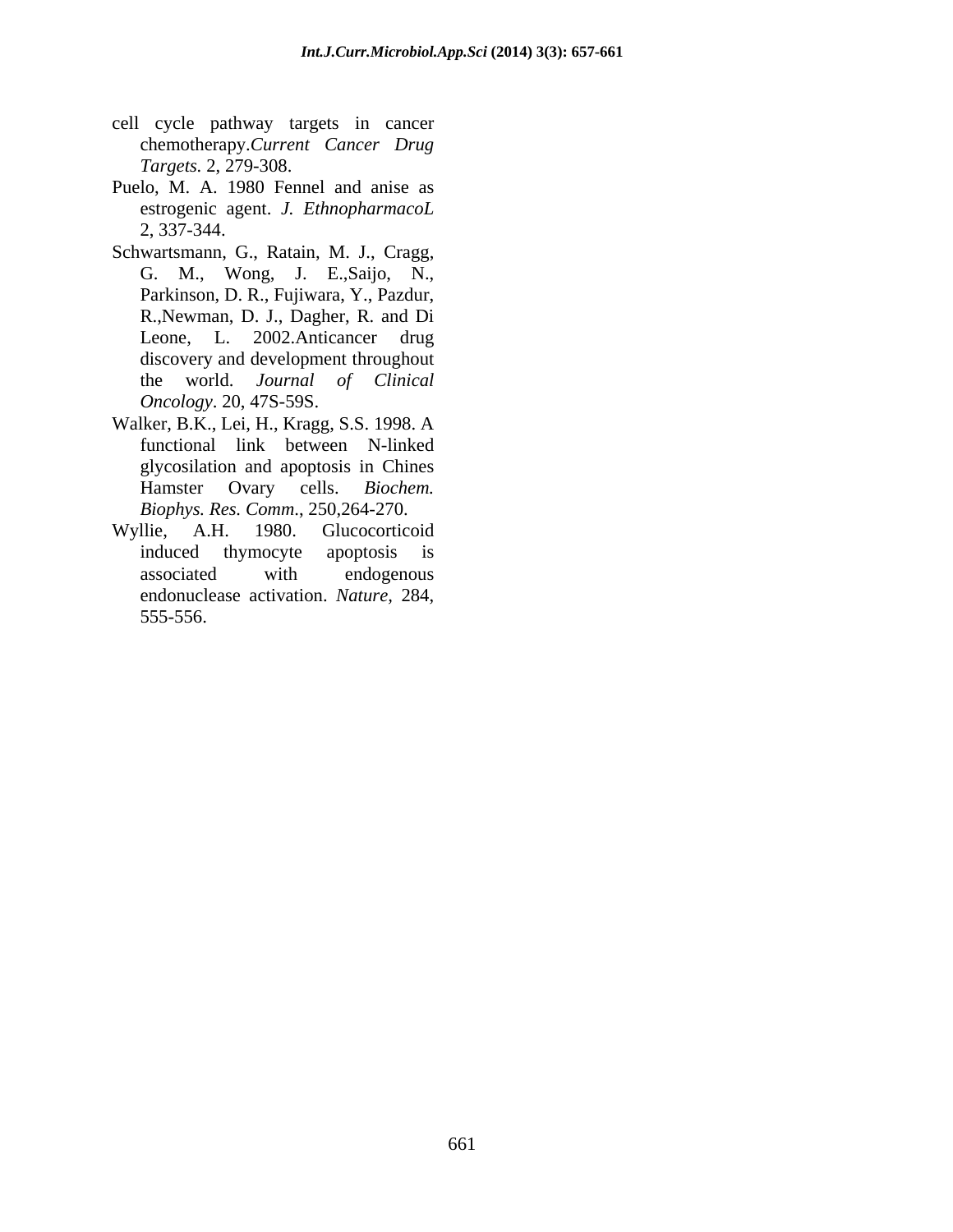cell cycle pathway targets in cancer chemotherapy.*Current Cancer Drug Targets.* 2, 279-308.

Puelo, M. A. 1980 Fennel and anise as estrogenic agent. *J. EthnopharmacoL* 2, 337-344.

Schwartsmann, G., Ratain, M. J., Cragg, G. M., Wong, J. E.,Saijo, N., Parkinson, D. R., Fujiwara, Y., Pazdur, R.,Newman, D. J., Dagher, R. and Di Leone, L. 2002.Anticancer drug discovery and development throughout the world. *Journal of Clinical Oncology*. 20, 47S-59S.

Walker, B.K., Lei, H., Kragg, S.S. 1998. A functional link between N-linked glycosilation and apoptosis in Chines Hamster Ovary cells. *Biochem. Biophys. Res. Comm*., 250,264-270.

Wyllie, A.H. 1980. Glucocorticoid induced thymocyte apoptosis is associated with endogenous endonuclease activation. *Nature,* 284, 555-556.